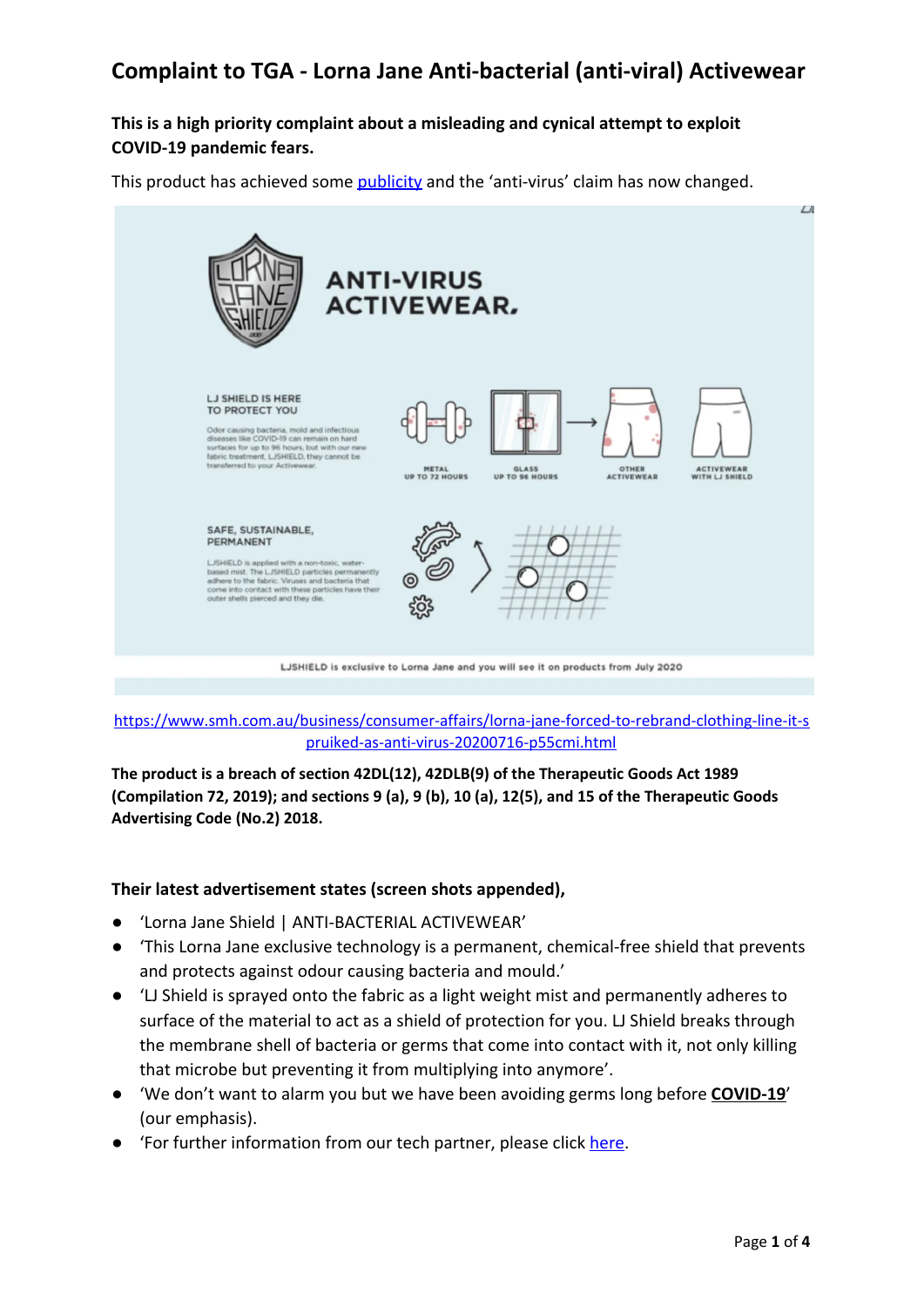# Complaint to TGA - Lorna Jane Anti-bacterial (anti-viral) Activewear

**This is a high priority complaint about a misleading and cynical attempt to exploit COVID-19 pandemic fears.**

This product has achieved some publicity and the 'anti-virus' claim has now changed.

https://www.smh.com.au/business/consumer-affairs/lorna-jane-forced-to-rebrand-clothing-line-it-spruiked-as-anti-virus-20200716-p55cmi.html

**The product is a breach of section 42DL(12), 42DLB(9) of the Therapeutic Goods Act 1989 (Compilation 72, 2019); and sections 9 (a), 9 (b), 10 (a), 12(5), and 15 of the Therapeutic Goods Advertising Code (No.2) 2018.**

**Their latest advertisement states (screen shots appended),**

- 'Lorna Jane Shield | ANTI-BACTERIAL ACTIVEWEAR'
- 'This Lorna Jane exclusive technology is a permanent, chemical-free shield that prevents and protects against odour causing bacteria and mould.'
- 'LJ Shield is sprayed onto the fabric as a light weight mist and permanently adheres to surface of the material to act as a shield of protection for you. LJ Shield breaks through the membrane shell of bacteria or germs that come into contact with it, not only killing that microbe but preventing it from multiplying into anymore'.
- 'We don't want to alarm you but we have been avoiding germs long before **COVID-19**' (our emphasis).
- 'For further information from our tech partner, please click here.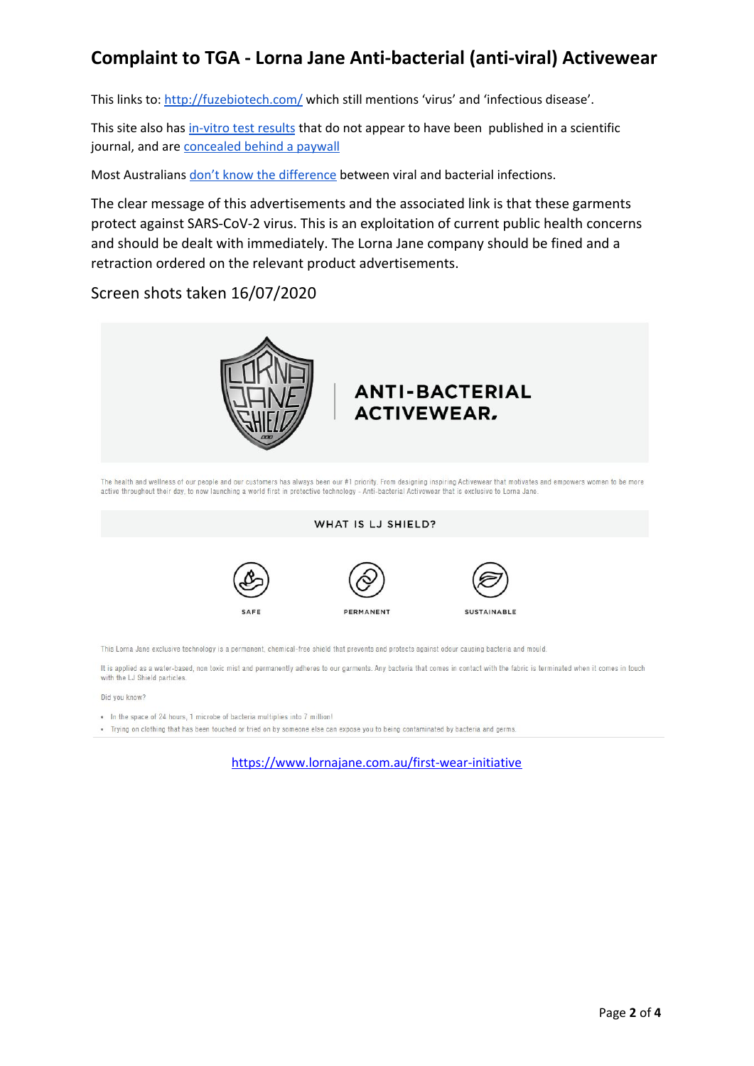# Complaint to TGA - Lorna Jane Anti-bacterial (anti-viral) Activewear

This links to: [http://fuzebiotech.com/](http://fuzebiotech.com/) which still mentions 'virus' and 'infectious disease'.

This site also has [in-vitro test results](#) that do not appear to have been published in a scientific journal, and are [concealed behind a paywall](#)

Most Australians [don't know the difference](#) between viral and bacterial infections.

The clear message of this advertisements and the associated link is that these garments protect against SARS-CoV-2 virus. This is an exploitation of current public health concerns and should be dealt with immediately. The Lorna Jane company should be fined and a retraction ordered on the relevant product advertisements.

## Screen shots taken 16/07/2020

LORNA JANE SHIELD

**ANTI-BACTERIAL ACTIVEWEAR.**

The health and wellness of our people and our customers has always been our #1 priority. From designing inspiring Activewear that motivates and empowers women to be more active throughout their day, to now launching a world first in protective technology - Anti-bacterial Activewear that is exclusive to Lorna Jane.

**WHAT IS LJ SHIELD?**

SAFE | PERMANENT | SUSTAINABLE

This Lorna Jane exclusive technology is a permanent, chemical-free shield that prevents and protects against odour causing bacteria and mould.

It is applied as a water-based, non toxic mist and permanently adheres to our garments. Any bacteria that comes in contact with the fabric is terminated when it comes in touch with the LJ Shield particles.

Did you know?

- In the space of 24 hours, 1 microbe of bacteria multiplies into 7 million!
- Trying on clothing that has been touched or tried on by someone else can expose you to being contaminated by bacteria and germs.

[https://www.lornajane.com.au/first-wear-initiative](https://www.lornajane.com.au/first-wear-initiative)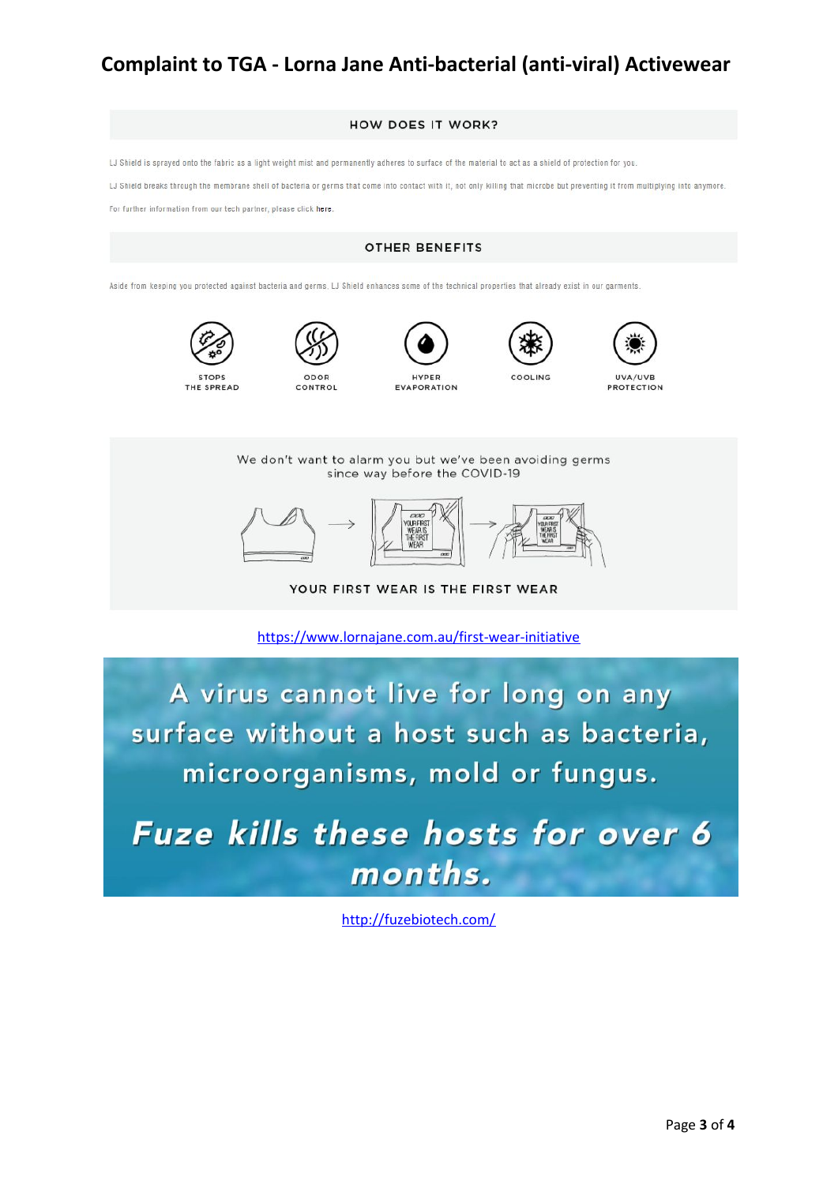# Complaint to TGA - Lorna Jane Anti-bacterial (anti-viral) Activewear

## HOW DOES IT WORK?

LJ Shield is sprayed onto the fabric as a light weight mist and permanently adheres to surface of the material to act as a shield of protection for you.

LJ Shield breaks through the membrane shell of bacteria or germs that come into contact with it, not only killing that microbe but preventing it from multiplying into anymore.

For further information from our tech partner, please click here.

## OTHER BENEFITS

Aside from keeping you protected against bacteria and germs. LJ Shield enhances some of the technical properties that already exist in our garments.

STOPS THE SPREAD

ODOR CONTROL

HYPER EVAPORATION

COOLING

UVA/UVB PROTECTION

We don't want to alarm you but we've been avoiding germs since way before the COVID-19

YOUR FIRST WEAR IS THE FIRST WEAR

https://www.lornajane.com.au/first-wear-initiative

A virus cannot live for long on any surface without a host such as bacteria, microorganisms, mold or fungus.

***Fuze kills these hosts for over 6 months.***

http://fuzebiotech.com/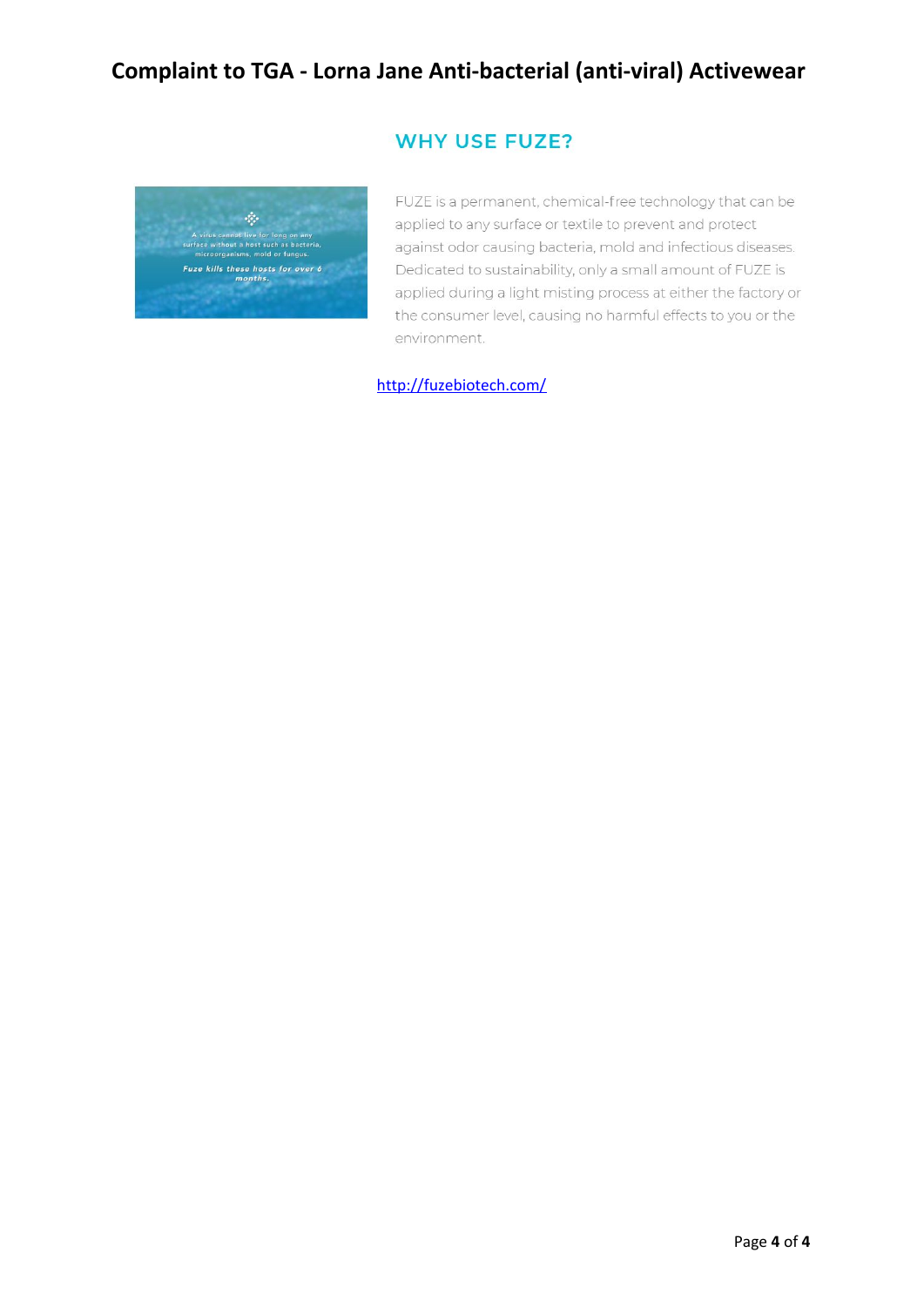# Complaint to TGA - Lorna Jane Anti-bacterial (anti-viral) Activewear

## WHY USE FUZE?

A virus cannot live for long on any surface without a host such as bacteria, microorganisms, mold or fungus.

*Fuze kills these hosts for over 6 months.*

FUZE is a permanent, chemical-free technology that can be applied to any surface or textile to prevent and protect against odor causing bacteria, mold and infectious diseases. Dedicated to sustainability, only a small amount of FUZE is applied during a light misting process at either the factory or the consumer level, causing no harmful effects to you or the environment.

http://fuzebiotech.com/